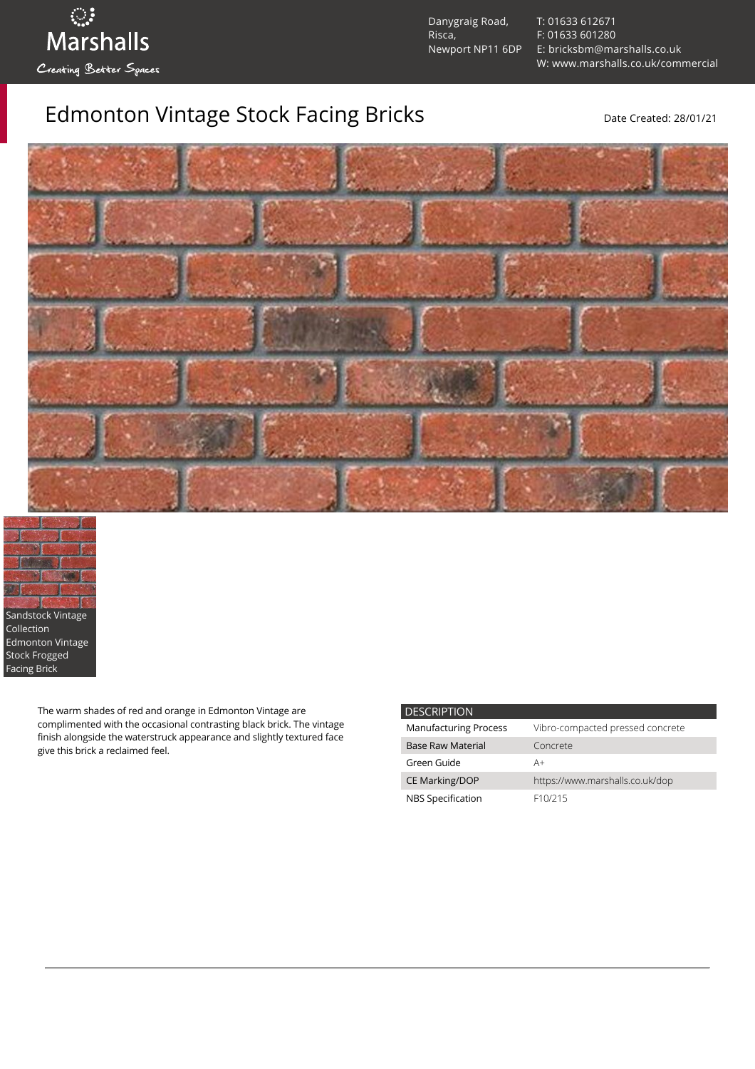Marshalls

Creating Better Spaces

Danygraig Road,
Risca,
Newport NP11 6DP

T: 01633 612671
F: 01633 601280
E: bricksbm@marshalls.co.uk
W: www.marshalls.co.uk/commercial

# Edmonton Vintage Stock Facing Bricks

Date Created: 28/01/21

Sandstock Vintage Collection Edmonton Vintage Stock Frogged Facing Brick

The warm shades of red and orange in Edmonton Vintage are complimented with the occasional contrasting black brick. The vintage finish alongside the waterstruck appearance and slightly textured face give this brick a reclaimed feel.

| DESCRIPTION | |
|---|---|
| Manufacturing Process | Vibro-compacted pressed concrete |
| Base Raw Material | Concrete |
| Green Guide | A+ |
| CE Marking/DOP | https://www.marshalls.co.uk/dop |
| NBS Specification | F10/215 |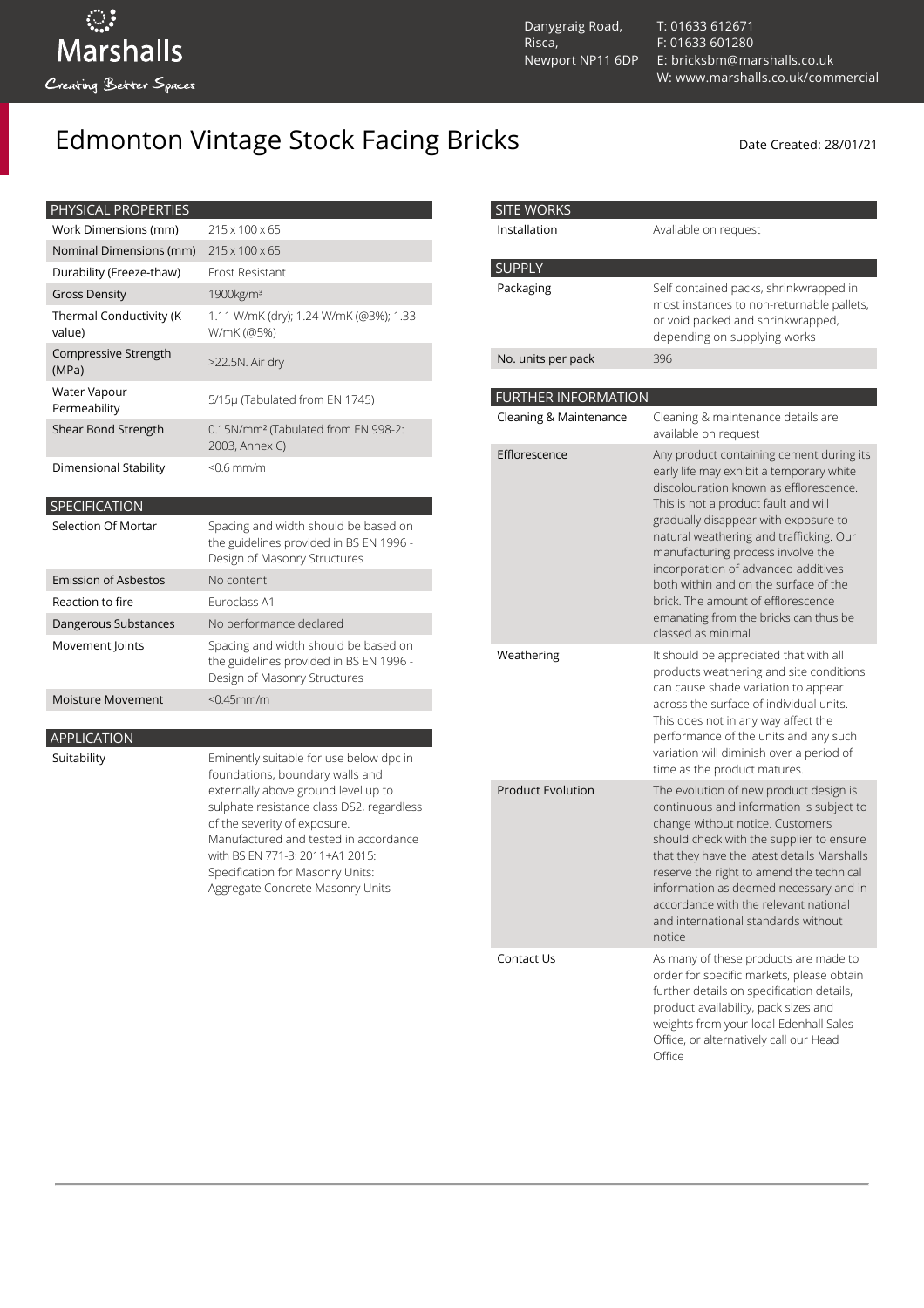Marshalls

Creating Better Spaces

Danygraig Road,
Risca,
Newport NP11 6DP

T: 01633 612671
F: 01633 601280
E: bricksbm@marshalls.co.uk
W: www.marshalls.co.uk/commercial

# Edmonton Vintage Stock Facing Bricks

Date Created: 28/01/21

| PHYSICAL PROPERTIES | |
|---|---|
| Work Dimensions (mm) | 215 x 100 x 65 |
| Nominal Dimensions (mm) | 215 x 100 x 65 |
| Durability (Freeze-thaw) | Frost Resistant |
| Gross Density | 1900kg/m³ |
| Thermal Conductivity (K value) | 1.11 W/mK (dry); 1.24 W/mK (@3%); 1.33 W/mK (@5%) |
| Compressive Strength (MPa) | >22.5N. Air dry |
| Water Vapour Permeability | 5/15μ (Tabulated from EN 1745) |
| Shear Bond Strength | 0.15N/mm² (Tabulated from EN 998-2: 2003, Annex C) |
| Dimensional Stability | <0.6 mm/m |

| SPECIFICATION | |
|---|---|
| Selection Of Mortar | Spacing and width should be based on the guidelines provided in BS EN 1996 - Design of Masonry Structures |
| Emission of Asbestos | No content |
| Reaction to fire | Euroclass A1 |
| Dangerous Substances | No performance declared |
| Movement Joints | Spacing and width should be based on the guidelines provided in BS EN 1996 - Design of Masonry Structures |
| Moisture Movement | <0.45mm/m |

| APPLICATION | |
|---|---|
| Suitability | Eminently suitable for use below dpc in foundations, boundary walls and externally above ground level up to sulphate resistance class DS2, regardless of the severity of exposure. Manufactured and tested in accordance with BS EN 771-3: 2011+A1 2015: Specification for Masonry Units: Aggregate Concrete Masonry Units |

| SITE WORKS | |
|---|---|
| Installation | Avaliable on request |

| SUPPLY | |
|---|---|
| Packaging | Self contained packs, shrinkwrapped in most instances to non-returnable pallets, or void packed and shrinkwrapped, depending on supplying works |
| No. units per pack | 396 |

| FURTHER INFORMATION | |
|---|---|
| Cleaning & Maintenance | Cleaning & maintenance details are available on request |
| Efflorescence | Any product containing cement during its early life may exhibit a temporary white discolouration known as efflorescence. This is not a product fault and will gradually disappear with exposure to natural weathering and trafficking. Our manufacturing process involve the incorporation of advanced additives both within and on the surface of the brick. The amount of efflorescence emanating from the bricks can thus be classed as minimal |
| Weathering | It should be appreciated that with all products weathering and site conditions can cause shade variation to appear across the surface of individual units. This does not in any way affect the performance of the units and any such variation will diminish over a period of time as the product matures. |
| Product Evolution | The evolution of new product design is continuous and information is subject to change without notice. Customers should check with the supplier to ensure that they have the latest details Marshalls reserve the right to amend the technical information as deemed necessary and in accordance with the relevant national and international standards without notice |
| Contact Us | As many of these products are made to order for specific markets, please obtain further details on specification details, product availability, pack sizes and weights from your local Edenhall Sales Office, or alternatively call our Head Office |